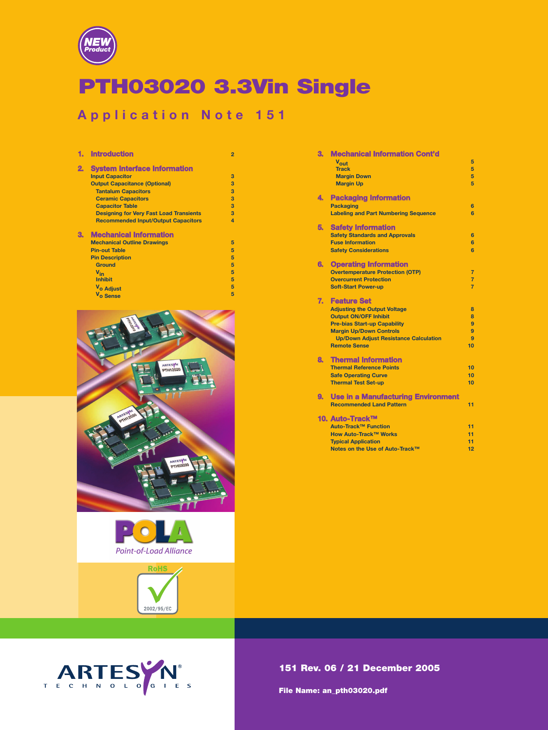NEW Product

# PTH03020 3.3Vin Single

## Application Note 151

| Section | Page |
|---|---|
| **1. Introduction** | 2 |
| **2. System Interface Information** | |
| Input Capacitor | 3 |
| Output Capacitance (Optional) | 3 |
| Tantalum Capacitors | 3 |
| Ceramic Capacitors | 3 |
| Capacitor Table | 3 |
| Designing for Very Fast Load Transients | 3 |
| Recommended Input/Output Capacitors | 4 |
| **3. Mechanical Information** | |
| Mechanical Outline Drawings | 5 |
| Pin-out Table | 5 |
| Pin Description | 5 |
| Ground | 5 |
| $V_{in}$ | 5 |
| Inhibit | 5 |
| $V_o$ Adjust | 5 |
| $V_o$ Sense | 5 |
| **3. Mechanical Information Cont'd** | |
| $V_{out}$ | 5 |
| Track | 5 |
| Margin Down | 5 |
| Margin Up | 5 |
| **4. Packaging Information** | |
| Packaging | 6 |
| Labeling and Part Numbering Sequence | 6 |
| **5. Safety Information** | |
| Safety Standards and Approvals | 6 |
| Fuse Information | 6 |
| Safety Considerations | 6 |
| **6. Operating Information** | |
| Overtemperature Protection (OTP) | 7 |
| Overcurrent Protection | 7 |
| Soft-Start Power-up | 7 |
| **7. Feature Set** | |
| Adjusting the Output Voltage | 8 |
| Output ON/OFF Inhibit | 8 |
| Pre-bias Start-up Capability | 9 |
| Margin Up/Down Controls | 9 |
| Up/Down Adjust Resistance Calculation | 9 |
| Remote Sense | 10 |
| **8. Thermal Information** | |
| Thermal Reference Points | 10 |
| Safe Operating Curve | 10 |
| Thermal Test Set-up | 10 |
| **9. Use in a Manufacturing Environment** | |
| Recommended Land Pattern | 11 |
| **10. Auto-Track™** | |
| Auto-Track™ Function | 11 |
| How Auto-Track™ Works | 11 |
| Typical Application | 11 |
| Notes on the Use of Auto-Track™ | 12 |

POLA Point-of-Load Alliance

RoHS 2002/95/EC

ARTESYN TECHNOLOGIES

**151 Rev. 06 / 21 December 2005**

**File Name: an_pth03020.pdf**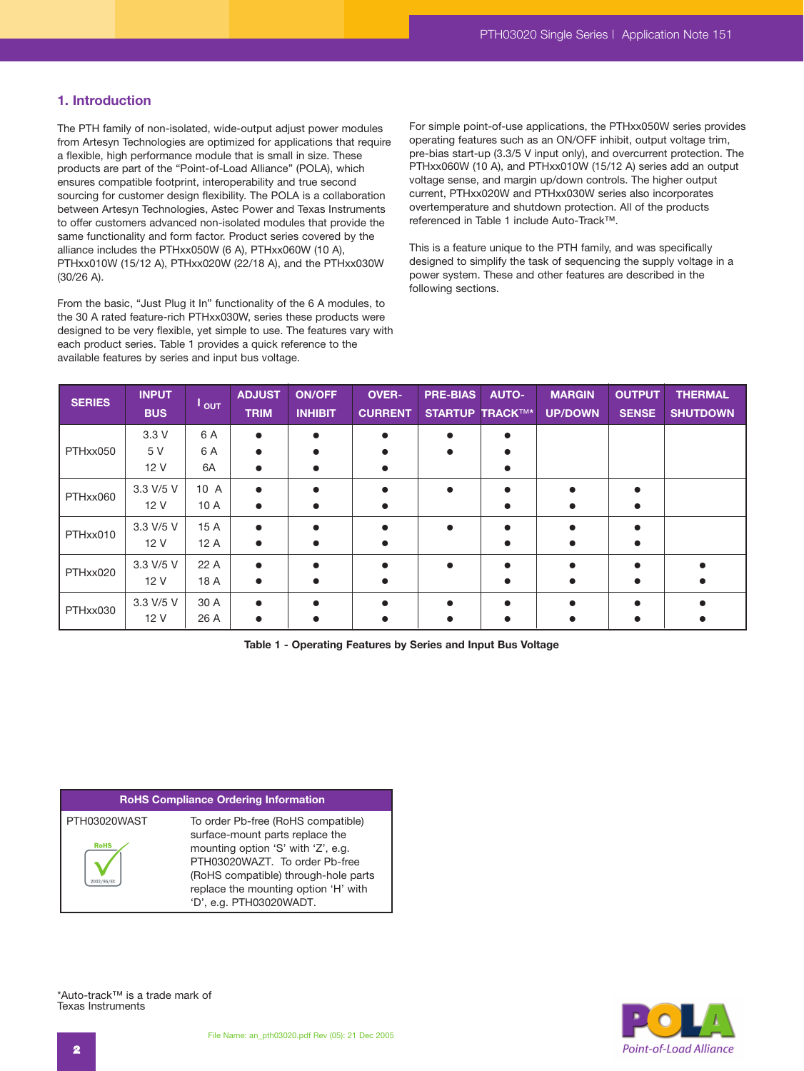## 1. Introduction

The PTH family of non-isolated, wide-output adjust power modules from Artesyn Technologies are optimized for applications that require a flexible, high performance module that is small in size. These products are part of the "Point-of-Load Alliance" (POLA), which ensures compatible footprint, interoperability and true second sourcing for customer design flexibility. The POLA is a collaboration between Artesyn Technologies, Astec Power and Texas Instruments to offer customers advanced non-isolated modules that provide the same functionality and form factor. Product series covered by the alliance includes the PTHxx050W (6 A), PTHxx060W (10 A), PTHxx010W (15/12 A), PTHxx020W (22/18 A), and the PTHxx030W (30/26 A).

From the basic, "Just Plug it In" functionality of the 6 A modules, to the 30 A rated feature-rich PTHxx030W, series these products were designed to be very flexible, yet simple to use. The features vary with each product series. Table 1 provides a quick reference to the available features by series and input bus voltage.

For simple point-of-use applications, the PTHxx050W series provides operating features such as an ON/OFF inhibit, output voltage trim, pre-bias start-up (3.3/5 V input only), and overcurrent protection. The PTHxx060W (10 A), and PTHxx010W (15/12 A) series add an output voltage sense, and margin up/down controls. The higher output current, PTHxx020W and PTHxx030W series also incorporates overtemperature and shutdown protection. All of the products referenced in Table 1 include Auto-Track™.

This is a feature unique to the PTH family, and was specifically designed to simplify the task of sequencing the supply voltage in a power system. These and other features are described in the following sections.

| SERIES | INPUT BUS | $I_{OUT}$ | ADJUST TRIM | ON/OFF INHIBIT | OVER-CURRENT | PRE-BIAS STARTUP | AUTO-TRACK™* | MARGIN UP/DOWN | OUTPUT SENSE | THERMAL SHUTDOWN |
|---|---|---|---|---|---|---|---|---|---|---|
| PTHxx050 | 3.3 V | 6 A | ● | ● | ● | ● | ● | | | |
| | 5 V | 6 A | ● | ● | ● | ● | ● | | | |
| | 12 V | 6A | ● | ● | ● | | ● | | | |
| PTHxx060 | 3.3 V/5 V | 10 A | ● | ● | ● | ● | ● | ● | ● | |
| | 12 V | 10 A | ● | ● | ● | | ● | ● | ● | |
| PTHxx010 | 3.3 V/5 V | 15 A | ● | ● | ● | ● | ● | ● | ● | |
| | 12 V | 12 A | ● | ● | ● | | ● | ● | ● | |
| PTHxx020 | 3.3 V/5 V | 22 A | ● | ● | ● | ● | ● | ● | ● | ● |
| | 12 V | 18 A | ● | ● | ● | | ● | ● | ● | ● |
| PTHxx030 | 3.3 V/5 V | 30 A | ● | ● | ● | ● | ● | ● | ● | ● |
| | 12 V | 26 A | ● | ● | ● | ● | ● | ● | ● | ● |

**Table 1 - Operating Features by Series and Input Bus Voltage**

| RoHS Compliance Ordering Information | |
|---|---|
| PTH03020WAST | To order Pb-free (RoHS compatible) surface-mount parts replace the mounting option 'S' with 'Z', e.g. PTH03020WAZT. To order Pb-free (RoHS compatible) through-hole parts replace the mounting option 'H' with 'D', e.g. PTH03020WADT. |

*Auto-track™ is a trade mark of Texas Instruments

File Name: an_pth03020.pdf Rev (05): 21 Dec 2005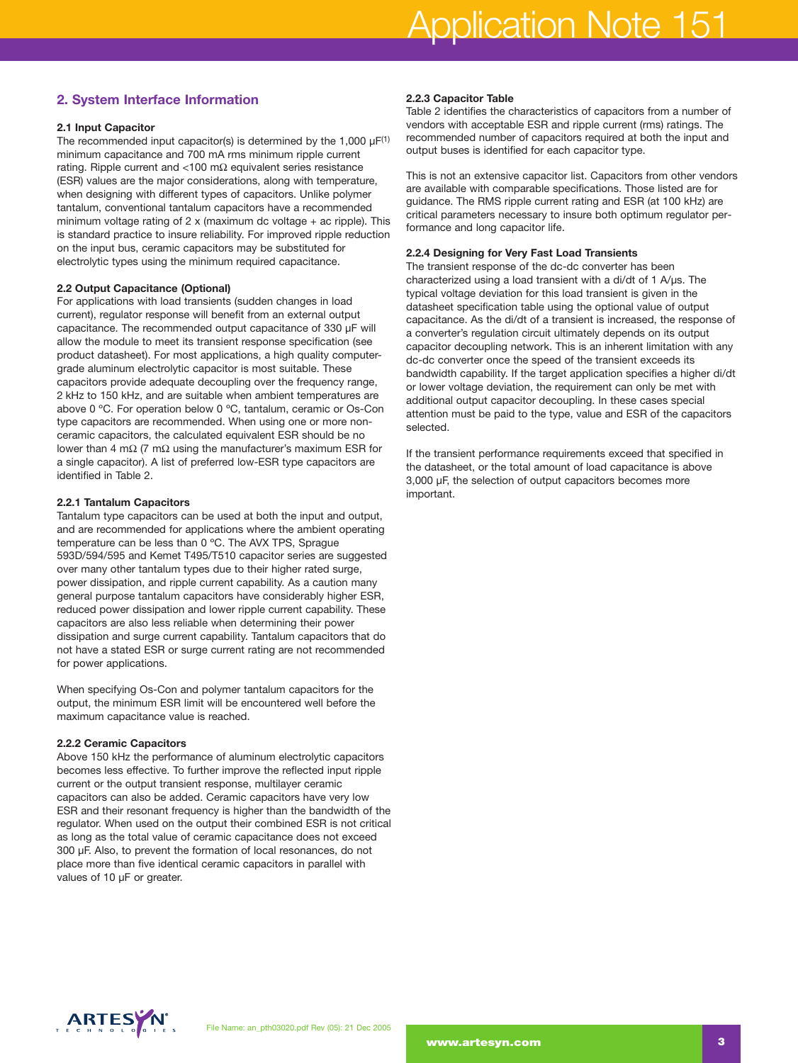## 2. System Interface Information

### 2.1 Input Capacitor

The recommended input capacitor(s) is determined by the 1,000 µF[1] minimum capacitance and 700 mA rms minimum ripple current rating. Ripple current and <100 mΩ equivalent series resistance (ESR) values are the major considerations, along with temperature, when designing with different types of capacitors. Unlike polymer tantalum, conventional tantalum capacitors have a recommended minimum voltage rating of 2 x (maximum dc voltage + ac ripple). This is standard practice to insure reliability. For improved ripple reduction on the input bus, ceramic capacitors may be substituted for electrolytic types using the minimum required capacitance.

### 2.2 Output Capacitance (Optional)

For applications with load transients (sudden changes in load current), regulator response will benefit from an external output capacitance. The recommended output capacitance of 330 µF will allow the module to meet its transient response specification (see product datasheet). For most applications, a high quality computer-grade aluminum electrolytic capacitor is most suitable. These capacitors provide adequate decoupling over the frequency range, 2 kHz to 150 kHz, and are suitable when ambient temperatures are above 0 ºC. For operation below 0 ºC, tantalum, ceramic or Os-Con type capacitors are recommended. When using one or more non-ceramic capacitors, the calculated equivalent ESR should be no lower than 4 mΩ (7 mΩ using the manufacturer's maximum ESR for a single capacitor). A list of preferred low-ESR type capacitors are identified in Table 2.

#### 2.2.1 Tantalum Capacitors

Tantalum type capacitors can be used at both the input and output, and are recommended for applications where the ambient operating temperature can be less than 0 ºC. The AVX TPS, Sprague 593D/594/595 and Kemet T495/T510 capacitor series are suggested over many other tantalum types due to their higher rated surge, power dissipation, and ripple current capability. As a caution many general purpose tantalum capacitors have considerably higher ESR, reduced power dissipation and lower ripple current capability. These capacitors are also less reliable when determining their power dissipation and surge current capability. Tantalum capacitors that do not have a stated ESR or surge current rating are not recommended for power applications.

When specifying Os-Con and polymer tantalum capacitors for the output, the minimum ESR limit will be encountered well before the maximum capacitance value is reached.

#### 2.2.2 Ceramic Capacitors

Above 150 kHz the performance of aluminum electrolytic capacitors becomes less effective. To further improve the reflected input ripple current or the output transient response, multilayer ceramic capacitors can also be added. Ceramic capacitors have very low ESR and their resonant frequency is higher than the bandwidth of the regulator. When used on the output their combined ESR is not critical as long as the total value of ceramic capacitance does not exceed 300 µF. Also, to prevent the formation of local resonances, do not place more than five identical ceramic capacitors in parallel with values of 10 µF or greater.

#### 2.2.3 Capacitor Table

Table 2 identifies the characteristics of capacitors from a number of vendors with acceptable ESR and ripple current (rms) ratings. The recommended number of capacitors required at both the input and output buses is identified for each capacitor type.

This is not an extensive capacitor list. Capacitors from other vendors are available with comparable specifications. Those listed are for guidance. The RMS ripple current rating and ESR (at 100 kHz) are critical parameters necessary to insure both optimum regulator performance and long capacitor life.

#### 2.2.4 Designing for Very Fast Load Transients

The transient response of the dc-dc converter has been characterized using a load transient with a di/dt of 1 A/µs. The typical voltage deviation for this load transient is given in the datasheet specification table using the optional value of output capacitance. As the di/dt of a transient is increased, the response of a converter's regulation circuit ultimately depends on its output capacitor decoupling network. This is an inherent limitation with any dc-dc converter once the speed of the transient exceeds its bandwidth capability. If the target application specifies a higher di/dt or lower voltage deviation, the requirement can only be met with additional output capacitor decoupling. In these cases special attention must be paid to the type, value and ESR of the capacitors selected.

If the transient performance requirements exceed that specified in the datasheet, or the total amount of load capacitance is above 3,000 µF, the selection of output capacitors becomes more important.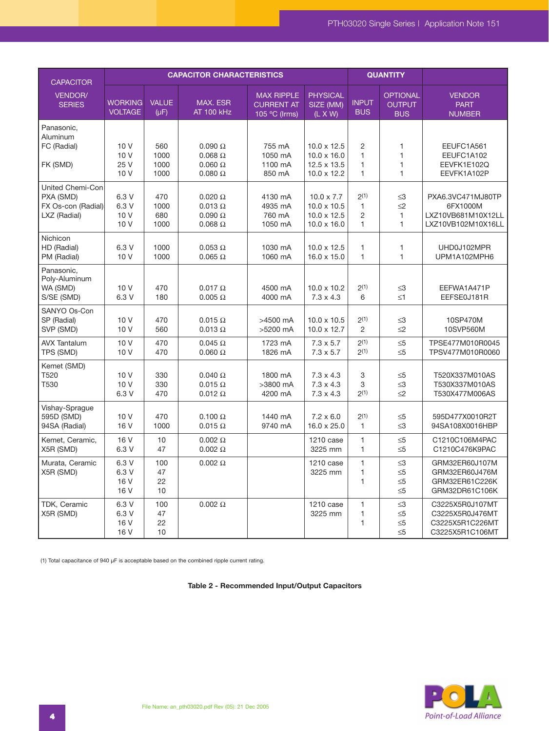| CAPACITOR VENDOR/ SERIES | CAPACITOR CHARACTERISTICS | | | | | QUANTITY | | VENDOR PART NUMBER |
|---|---|---|---|---|---|---|---|---|
| | WORKING VOLTAGE | VALUE (µF) | MAX. ESR AT 100 kHz | MAX RIPPLE CURRENT AT 105 °C (Irms) | PHYSICAL SIZE (MM) (L X W) | INPUT BUS | OPTIONAL OUTPUT BUS | |
| Panasonic, Aluminum FC (Radial) | 10 V | 560 | 0.090 Ω | 755 mA | 10.0 x 12.5 | 2 | 1 | EEUFC1A561 |
| | 10 V | 1000 | 0.068 Ω | 1050 mA | 10.0 x 16.0 | 1 | 1 | EEUFC1A102 |
| FK (SMD) | 25 V | 1000 | 0.060 Ω | 1100 mA | 12.5 x 13.5 | 1 | 1 | EEVFK1E102Q |
| | 10 V | 1000 | 0.080 Ω | 850 mA | 10.0 x 12.2 | 1 | 1 | EEVFK1A102P |
| United Chemi-Con PXA (SMD) | 6.3 V | 470 | 0.020 Ω | 4130 mA | 10.0 x 7.7 | 2(1) | ≤3 | PXA6.3VC471MJ80TP |
| FX Os-con (Radial) | 6.3 V | 1000 | 0.013 Ω | 4935 mA | 10.0 x 10.5 | 1 | ≤2 | 6FX1000M |
| LXZ (Radial) | 10 V | 680 | 0.090 Ω | 760 mA | 10.0 x 12.5 | 2 | 1 | LXZ10VB681M10X12LL |
| | 10 V | 1000 | 0.068 Ω | 1050 mA | 10.0 x 16.0 | 1 | 1 | LXZ10VB102M10X16LL |
| Nichicon HD (Radial) | 6.3 V | 1000 | 0.053 Ω | 1030 mA | 10.0 x 12.5 | 1 | 1 | UHD0J102MPR |
| PM (Radial) | 10 V | 1000 | 0.065 Ω | 1060 mA | 16.0 x 15.0 | 1 | 1 | UPM1A102MPH6 |
| Panasonic, Poly-Aluminum WA (SMD) | 10 V | 470 | 0.017 Ω | 4500 mA | 10.0 x 10.2 | 2(1) | ≤3 | EEFWA1A471P |
| S/SE (SMD) | 6.3 V | 180 | 0.005 Ω | 4000 mA | 7.3 x 4.3 | 6 | ≤1 | EEFSE0J181R |
| SANYO Os-Con SP (Radial) | 10 V | 470 | 0.015 Ω | >4500 mA | 10.0 x 10.5 | 2(1) | ≤3 | 10SP470M |
| SVP (SMD) | 10 V | 560 | 0.013 Ω | >5200 mA | 10.0 x 12.7 | 2 | ≤2 | 10SVP560M |
| AVX Tantalum TPS (SMD) | 10 V | 470 | 0.045 Ω | 1723 mA | 7.3 x 5.7 | 2(1) | ≤5 | TPSE477M010R0045 |
| | 10 V | 470 | 0.060 Ω | 1826 mA | 7.3 x 5.7 | 2(1) | ≤5 | TPSV477M010R0060 |
| Kemet (SMD) T520 | 10 V | 330 | 0.040 Ω | 1800 mA | 7.3 x 4.3 | 3 | ≤5 | T520X337M010AS |
| T530 | 10 V | 330 | 0.015 Ω | >3800 mA | 7.3 x 4.3 | 3 | ≤3 | T530X337M010AS |
| | 6.3 V | 470 | 0.012 Ω | 4200 mA | 7.3 x 4.3 | 2(1) | ≤2 | T530X477M006AS |
| Vishay-Sprague 595D (SMD) | 10 V | 470 | 0.100 Ω | 1440 mA | 7.2 x 6.0 | 2(1) | ≤5 | 595D477X0010R2T |
| 94SA (Radial) | 16 V | 1000 | 0.015 Ω | 9740 mA | 16.0 x 25.0 | 1 | ≤3 | 94SA108X0016HBP |
| Kemet, Ceramic, X5R (SMD) | 16 V | 10 | 0.002 Ω | | 1210 case | 1 | ≤5 | C1210C106M4PAC |
| | 6.3 V | 47 | 0.002 Ω | | 3225 mm | 1 | ≤5 | C1210C476K9PAC |
| Murata, Ceramic X5R (SMD) | 6.3 V | 100 | 0.002 Ω | | 1210 case | 1 | ≤3 | GRM32ER60J107M |
| | 6.3 V | 47 | | | 3225 mm | 1 | ≤5 | GRM32ER60J476M |
| | 16 V | 22 | | | | 1 | ≤5 | GRM32ER61C226K |
| | 16 V | 10 | | | | | ≤5 | GRM32DR61C106K |
| TDK, Ceramic X5R (SMD) | 6.3 V | 100 | 0.002 Ω | | 1210 case | 1 | ≤3 | C3225X5R0J107MT |
| | 6.3 V | 47 | | | 3225 mm | 1 | ≤5 | C3225X5R0J476MT |
| | 16 V | 22 | | | | 1 | ≤5 | C3225X5R1C226MT |
| | 16 V | 10 | | | | | ≤5 | C3225X5R1C106MT |

(1) Total capacitance of 940 µF is acceptable based on the combined ripple current rating.

**Table 2 - Recommended Input/Output Capacitors**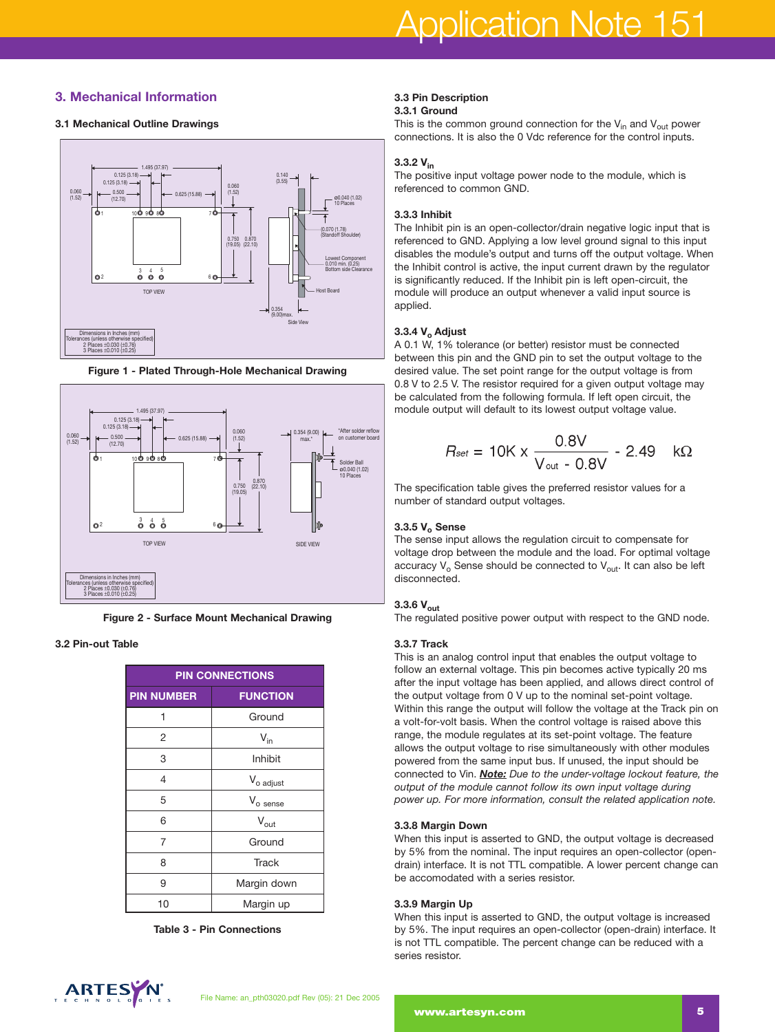## 3. Mechanical Information

### 3.1 Mechanical Outline Drawings

Figure 1 - Plated Through-Hole Mechanical Drawing

Figure 2 - Surface Mount Mechanical Drawing

### 3.2 Pin-out Table

| PIN CONNECTIONS | |
|---|---|
| **PIN NUMBER** | **FUNCTION** |
| 1 | Ground |
| 2 | $V_{in}$ |
| 3 | Inhibit |
| 4 | $V_{o\ adjust}$ |
| 5 | $V_{o\ sense}$ |
| 6 | $V_{out}$ |
| 7 | Ground |
| 8 | Track |
| 9 | Margin down |
| 10 | Margin up |

Table 3 - Pin Connections

### 3.3 Pin Description

#### 3.3.1 Ground

This is the common ground connection for the $V_{in}$ and $V_{out}$ power connections. It is also the 0 Vdc reference for the control inputs.

#### 3.3.2 $V_{in}$

The positive input voltage power node to the module, which is referenced to common GND.

#### 3.3.3 Inhibit

The Inhibit pin is an open-collector/drain negative logic input that is referenced to GND. Applying a low level ground signal to this input disables the module's output and turns off the output voltage. When the Inhibit control is active, the input current drawn by the regulator is significantly reduced. If the Inhibit pin is left open-circuit, the module will produce an output whenever a valid input source is applied.

#### 3.3.4 $V_o$ Adjust

A 0.1 W, 1% tolerance (or better) resistor must be connected between this pin and the GND pin to set the output voltage to the desired value. The set point range for the output voltage is from 0.8 V to 2.5 V. The resistor required for a given output voltage may be calculated from the following formula. If left open circuit, the module output will default to its lowest output voltage value.

$$R_{set} = 10K \times \frac{0.8V}{V_{out} - 0.8V} - 2.49 \quad k\Omega$$

The specification table gives the preferred resistor values for a number of standard output voltages.

#### 3.3.5 $V_o$ Sense

The sense input allows the regulation circuit to compensate for voltage drop between the module and the load. For optimal voltage accuracy $V_o$ Sense should be connected to $V_{out}$. It can also be left disconnected.

#### 3.3.6 $V_{out}$

The regulated positive power output with respect to the GND node.

#### 3.3.7 Track

This is an analog control input that enables the output voltage to follow an external voltage. This pin becomes active typically 20 ms after the input voltage has been applied, and allows direct control of the output voltage from 0 V up to the nominal set-point voltage. Within this range the output will follow the voltage at the Track pin on a volt-for-volt basis. When the control voltage is raised above this range, the module regulates at its set-point voltage. The feature allows the output voltage to rise simultaneously with other modules powered from the same input bus. If unused, the input should be connected to Vin. ***Note:*** *Due to the under-voltage lockout feature, the output of the module cannot follow its own input voltage during power up. For more information, consult the related application note.*

#### 3.3.8 Margin Down

When this input is asserted to GND, the output voltage is decreased by 5% from the nominal. The input requires an open-collector (open-drain) interface. It is not TTL compatible. A lower percent change can be accomodated with a series resistor.

#### 3.3.9 Margin Up

When this input is asserted to GND, the output voltage is increased by 5%. The input requires an open-collector (open-drain) interface. It is not TTL compatible. The percent change can be reduced with a series resistor.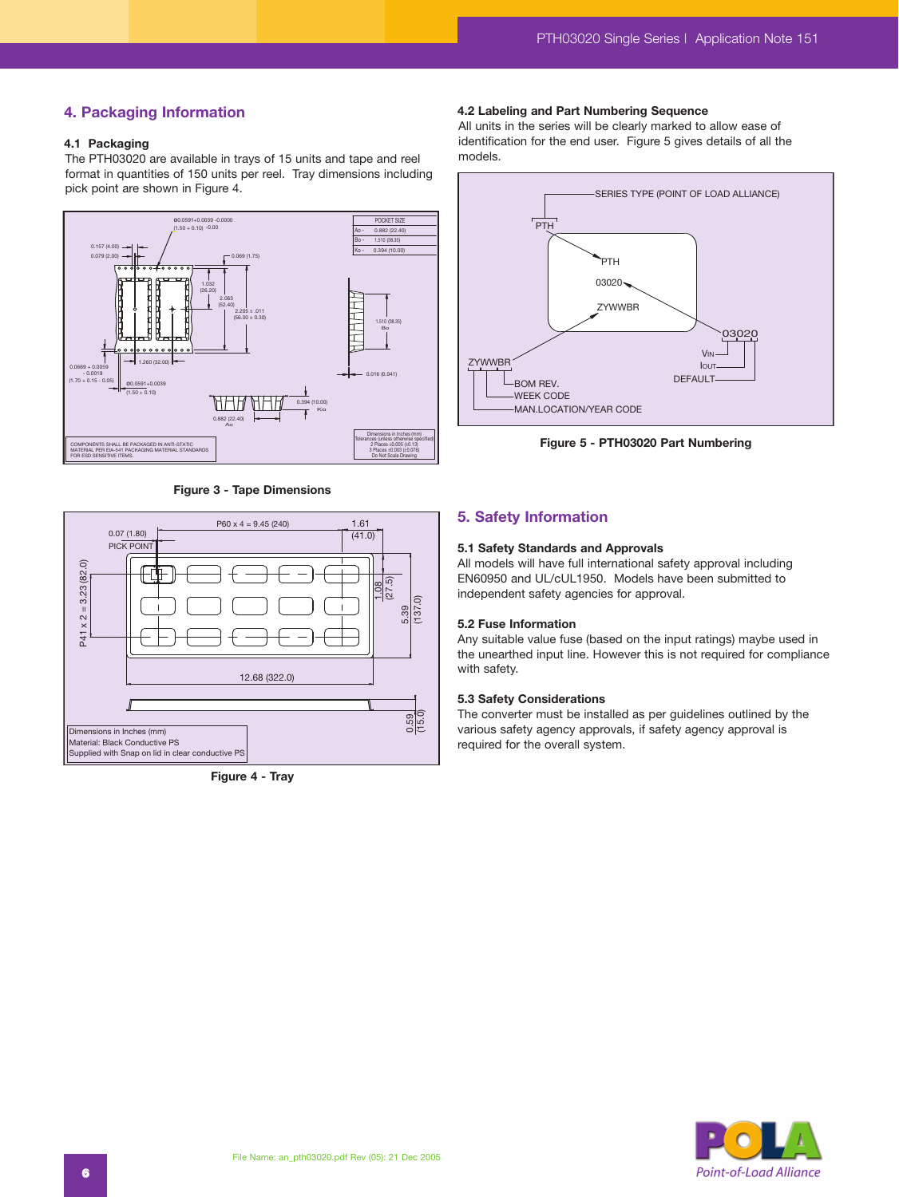## 4. Packaging Information

### 4.1 Packaging

The PTH03020 are available in trays of 15 units and tape and reel format in quantities of 150 units per reel. Tray dimensions including pick point are shown in Figure 4.

Figure 3 - Tape Dimensions

Figure 4 - Tray

### 4.2 Labeling and Part Numbering Sequence

All units in the series will be clearly marked to allow ease of identification for the end user. Figure 5 gives details of all the models.

Figure 5 - PTH03020 Part Numbering

## 5. Safety Information

### 5.1 Safety Standards and Approvals

All models will have full international safety approval including EN60950 and UL/cUL1950. Models have been submitted to independent safety agencies for approval.

### 5.2 Fuse Information

Any suitable value fuse (based on the input ratings) maybe used in the unearthed input line. However this is not required for compliance with safety.

### 5.3 Safety Considerations

The converter must be installed as per guidelines outlined by the various safety agency approvals, if safety agency approval is required for the overall system.

File Name: an_pth03020.pdf Rev (05): 21 Dec 2005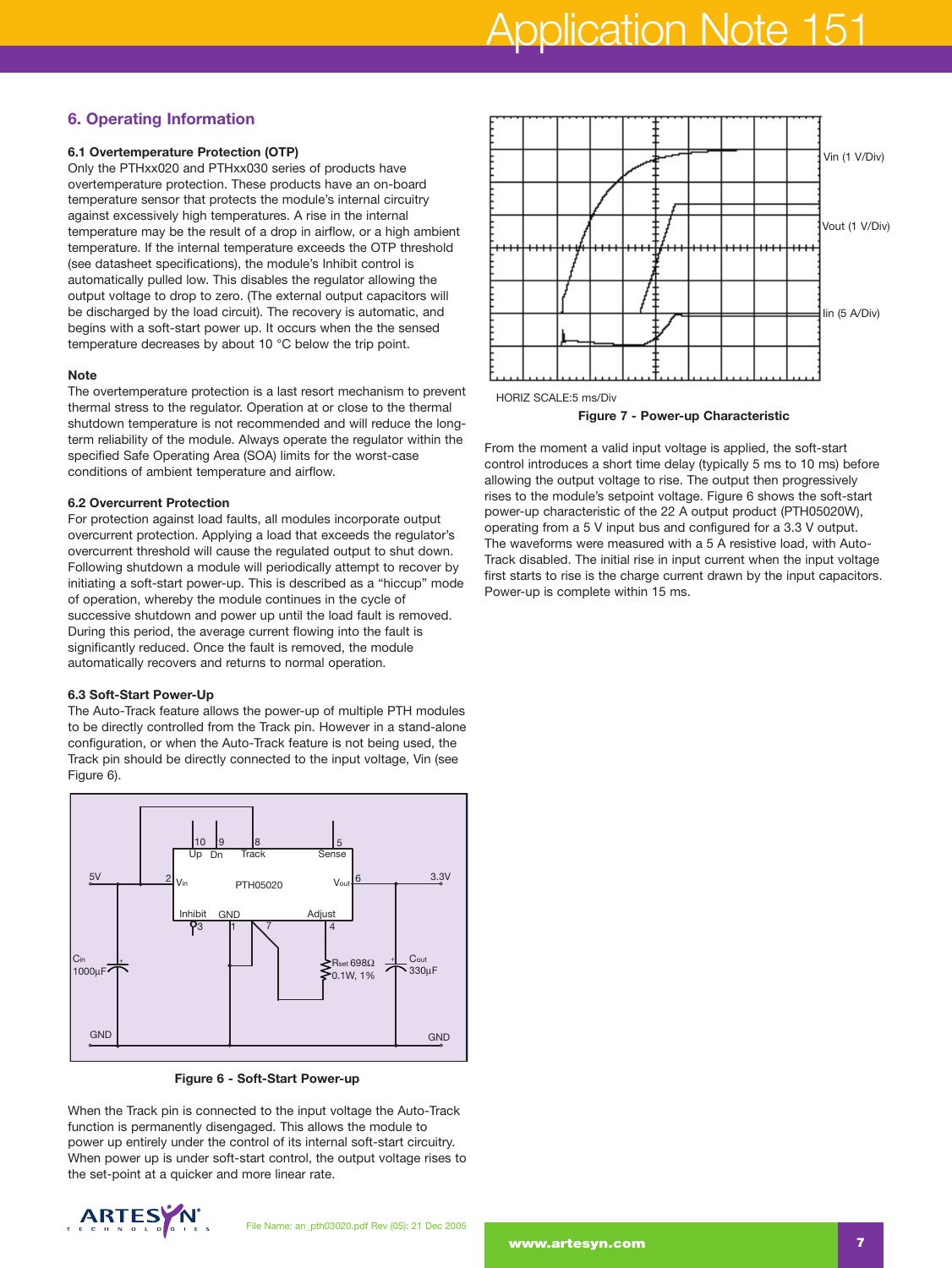## 6. Operating Information

### 6.1 Overtemperature Protection (OTP)

Only the PTHxx020 and PTHxx030 series of products have overtemperature protection. These products have an on-board temperature sensor that protects the module's internal circuitry against excessively high temperatures. A rise in the internal temperature may be the result of a drop in airflow, or a high ambient temperature. If the internal temperature exceeds the OTP threshold (see datasheet specifications), the module's Inhibit control is automatically pulled low. This disables the regulator allowing the output voltage to drop to zero. (The external output capacitors will be discharged by the load circuit). The recovery is automatic, and begins with a soft-start power up. It occurs when the the sensed temperature decreases by about 10 °C below the trip point.

**Note**

The overtemperature protection is a last resort mechanism to prevent thermal stress to the regulator. Operation at or close to the thermal shutdown temperature is not recommended and will reduce the long-term reliability of the module. Always operate the regulator within the specified Safe Operating Area (SOA) limits for the worst-case conditions of ambient temperature and airflow.

### 6.2 Overcurrent Protection

For protection against load faults, all modules incorporate output overcurrent protection. Applying a load that exceeds the regulator's overcurrent threshold will cause the regulated output to shut down. Following shutdown a module will periodically attempt to recover by initiating a soft-start power-up. This is described as a "hiccup" mode of operation, whereby the module continues in the cycle of successive shutdown and power up until the load fault is removed. During this period, the average current flowing into the fault is significantly reduced. Once the fault is removed, the module automatically recovers and returns to normal operation.

### 6.3 Soft-Start Power-Up

The Auto-Track feature allows the power-up of multiple PTH modules to be directly controlled from the Track pin. However in a stand-alone configuration, or when the Auto-Track feature is not being used, the Track pin should be directly connected to the input voltage, Vin (see Figure 6).

Figure 6 - Soft-Start Power-up

When the Track pin is connected to the input voltage the Auto-Track function is permanently disengaged. This allows the module to power up entirely under the control of its internal soft-start circuitry. When power up is under soft-start control, the output voltage rises to the set-point at a quicker and more linear rate.

HORIZ SCALE:5 ms/Div

Figure 7 - Power-up Characteristic

From the moment a valid input voltage is applied, the soft-start control introduces a short time delay (typically 5 ms to 10 ms) before allowing the output voltage to rise. The output then progressively rises to the module's setpoint voltage. Figure 6 shows the soft-start power-up characteristic of the 22 A output product (PTH05020W), operating from a 5 V input bus and configured for a 3.3 V output. The waveforms were measured with a 5 A resistive load, with Auto-Track disabled. The initial rise in input current when the input voltage first starts to rise is the charge current drawn by the input capacitors. Power-up is complete within 15 ms.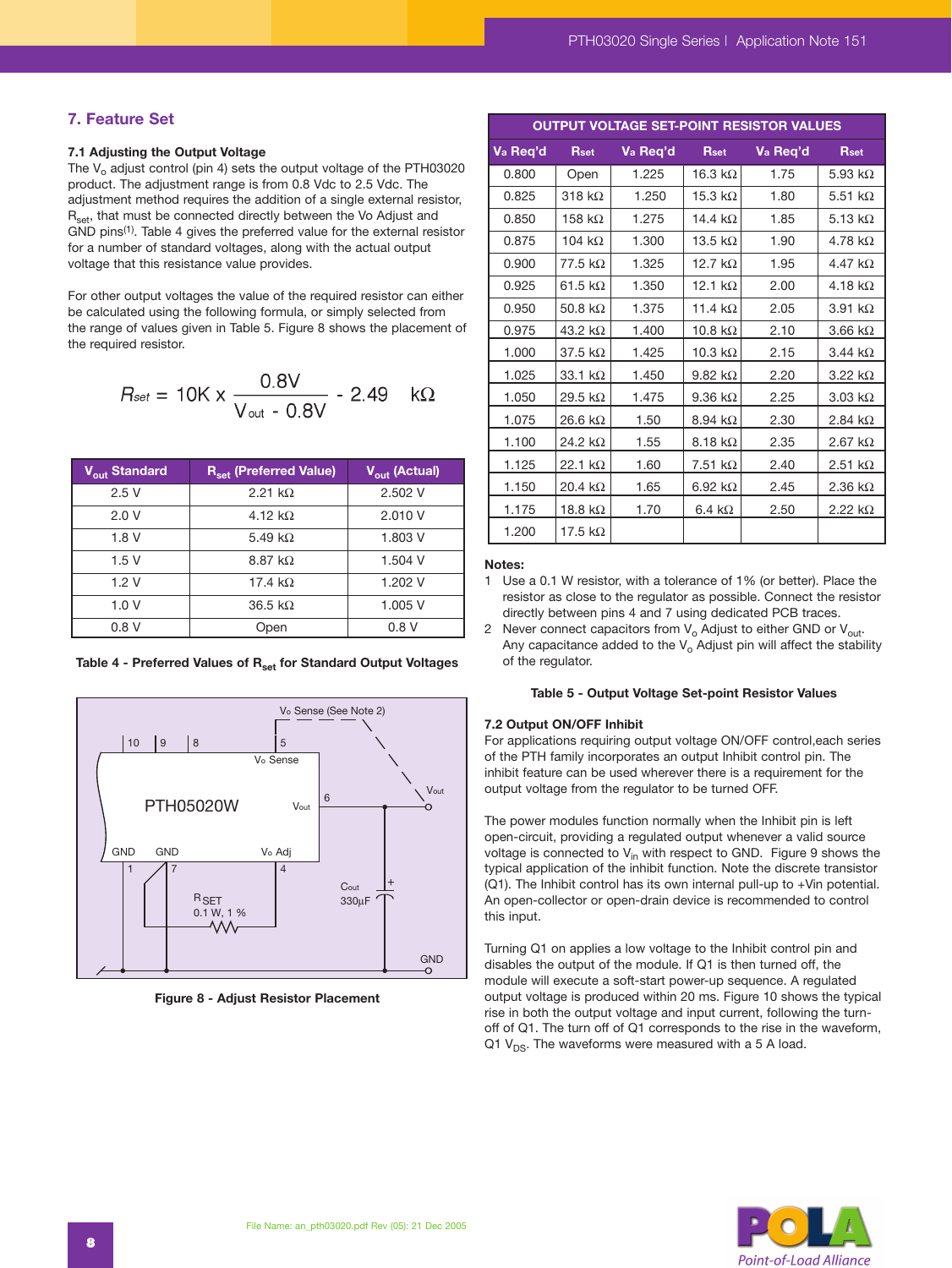## 7. Feature Set

### 7.1 Adjusting the Output Voltage

The $V_o$ adjust control (pin 4) sets the output voltage of the PTH03020 product. The adjustment range is from 0.8 Vdc to 2.5 Vdc. The adjustment method requires the addition of a single external resistor, $R_{set}$, that must be connected directly between the Vo Adjust and GND pins[1]. Table 4 gives the preferred value for the external resistor for a number of standard voltages, along with the actual output voltage that this resistance value provides.

For other output voltages the value of the required resistor can either be calculated using the following formula, or simply selected from the range of values given in Table 5. Figure 8 shows the placement of the required resistor.

$$R_{set} = 10K \times \frac{0.8V}{V_{out} - 0.8V} - 2.49 \quad k\Omega$$

| $V_{out}$ Standard | $R_{set}$ (Preferred Value) | $V_{out}$ (Actual) |
|---|---|---|
| 2.5 V | 2.21 kΩ | 2.502 V |
| 2.0 V | 4.12 kΩ | 2.010 V |
| 1.8 V | 5.49 kΩ | 1.803 V |
| 1.5 V | 8.87 kΩ | 1.504 V |
| 1.2 V | 17.4 kΩ | 1.202 V |
| 1.0 V | 36.5 kΩ | 1.005 V |
| 0.8 V | Open | 0.8 V |

**Table 4 - Preferred Values of $R_{set}$ for Standard Output Voltages**

**Figure 8 - Adjust Resistor Placement**

| OUTPUT VOLTAGE SET-POINT RESISTOR VALUES | | | | | |
|---|---|---|---|---|---|
| Va Req'd | Rset | Va Req'd | Rset | Va Req'd | Rset |
| 0.800 | Open | 1.225 | 16.3 kΩ | 1.75 | 5.93 kΩ |
| 0.825 | 318 kΩ | 1.250 | 15.3 kΩ | 1.80 | 5.51 kΩ |
| 0.850 | 158 kΩ | 1.275 | 14.4 kΩ | 1.85 | 5.13 kΩ |
| 0.875 | 104 kΩ | 1.300 | 13.5 kΩ | 1.90 | 4.78 kΩ |
| 0.900 | 77.5 kΩ | 1.325 | 12.7 kΩ | 1.95 | 4.47 kΩ |
| 0.925 | 61.5 kΩ | 1.350 | 12.1 kΩ | 2.00 | 4.18 kΩ |
| 0.950 | 50.8 kΩ | 1.375 | 11.4 kΩ | 2.05 | 3.91 kΩ |
| 0.975 | 43.2 kΩ | 1.400 | 10.8 kΩ | 2.10 | 3.66 kΩ |
| 1.000 | 37.5 kΩ | 1.425 | 10.3 kΩ | 2.15 | 3.44 kΩ |
| 1.025 | 33.1 kΩ | 1.450 | 9.82 kΩ | 2.20 | 3.22 kΩ |
| 1.050 | 29.5 kΩ | 1.475 | 9.36 kΩ | 2.25 | 3.03 kΩ |
| 1.075 | 26.6 kΩ | 1.50 | 8.94 kΩ | 2.30 | 2.84 kΩ |
| 1.100 | 24.2 kΩ | 1.55 | 8.18 kΩ | 2.35 | 2.67 kΩ |
| 1.125 | 22.1 kΩ | 1.60 | 7.51 kΩ | 2.40 | 2.51 kΩ |
| 1.150 | 20.4 kΩ | 1.65 | 6.92 kΩ | 2.45 | 2.36 kΩ |
| 1.175 | 18.8 kΩ | 1.70 | 6.4 kΩ | 2.50 | 2.22 kΩ |
| 1.200 | 17.5 kΩ | | | | |

**Notes:**

1. Use a 0.1 W resistor, with a tolerance of 1% (or better). Place the resistor as close to the regulator as possible. Connect the resistor directly between pins 4 and 7 using dedicated PCB traces.
2. Never connect capacitors from $V_o$ Adjust to either GND or $V_{out}$. Any capacitance added to the $V_o$ Adjust pin will affect the stability of the regulator.

**Table 5 - Output Voltage Set-point Resistor Values**

### 7.2 Output ON/OFF Inhibit

For applications requiring output voltage ON/OFF control,each series of the PTH family incorporates an output Inhibit control pin. The inhibit feature can be used wherever there is a requirement for the output voltage from the regulator to be turned OFF.

The power modules function normally when the Inhibit pin is left open-circuit, providing a regulated output whenever a valid source voltage is connected to $V_{in}$ with respect to GND. Figure 9 shows the typical application of the inhibit function. Note the discrete transistor (Q1). The Inhibit control has its own internal pull-up to +Vin potential. An open-collector or open-drain device is recommended to control this input.

Turning Q1 on applies a low voltage to the Inhibit control pin and disables the output of the module. If Q1 is then turned off, the module will execute a soft-start power-up sequence. A regulated output voltage is produced within 20 ms. Figure 10 shows the typical rise in both the output voltage and input current, following the turn-off of Q1. The turn off of Q1 corresponds to the rise in the waveform, Q1 $V_{DS}$. The waveforms were measured with a 5 A load.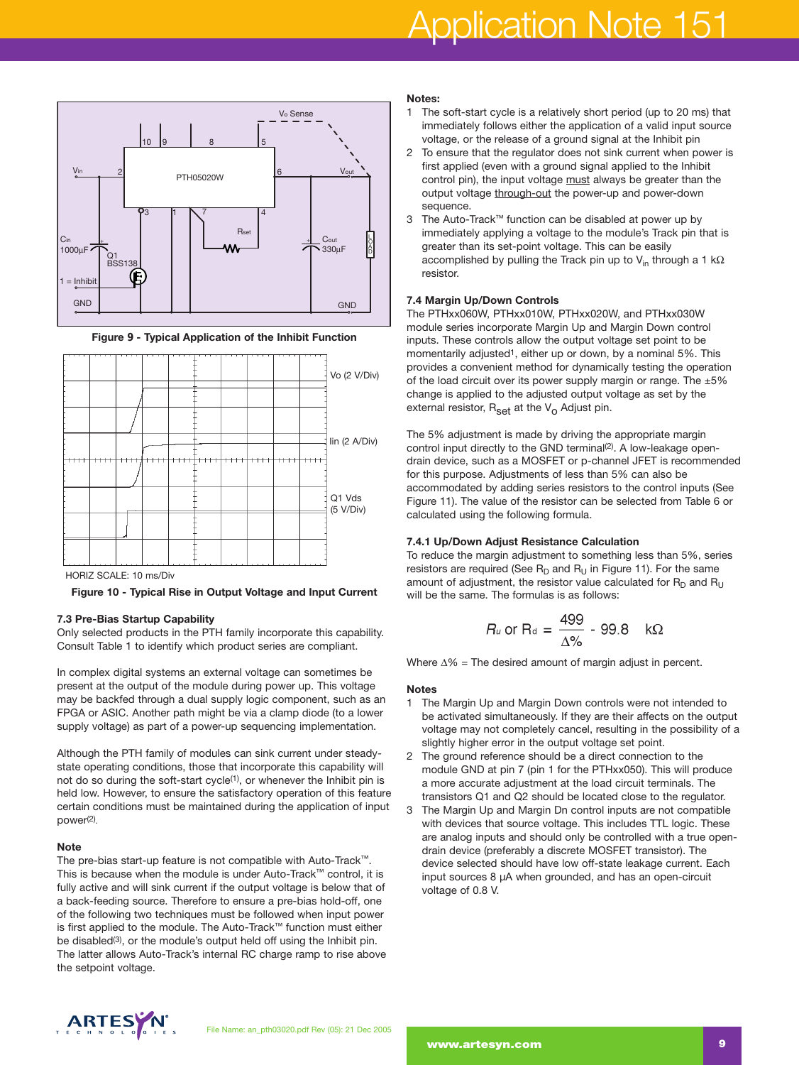Figure 9 - Typical Application of the Inhibit Function

HORIZ SCALE: 10 ms/Div

Figure 10 - Typical Rise in Output Voltage and Input Current

### 7.3 Pre-Bias Startup Capability

Only selected products in the PTH family incorporate this capability. Consult Table 1 to identify which product series are compliant.

In complex digital systems an external voltage can sometimes be present at the output of the module during power up. This voltage may be backfed through a dual supply logic component, such as an FPGA or ASIC. Another path might be via a clamp diode (to a lower supply voltage) as part of a power-up sequencing implementation.

Although the PTH family of modules can sink current under steady-state operating conditions, those that incorporate this capability will not do so during the soft-start cycle(1), or whenever the Inhibit pin is held low. However, to ensure the satisfactory operation of this feature certain conditions must be maintained during the application of input power(2).

**Note**

The pre-bias start-up feature is not compatible with Auto-Track™. This is because when the module is under Auto-Track™ control, it is fully active and will sink current if the output voltage is below that of a back-feeding source. Therefore to ensure a pre-bias hold-off, one of the following two techniques must be followed when input power is first applied to the module. The Auto-Track™ function must either be disabled(3), or the module's output held off using the Inhibit pin. The latter allows Auto-Track's internal RC charge ramp to rise above the setpoint voltage.

**Notes:**

1. The soft-start cycle is a relatively short period (up to 20 ms) that immediately follows the application of a valid input source voltage, or the release of a ground signal at the Inhibit pin
2. To ensure that the regulator does not sink current when power is first applied (even with a ground signal applied to the Inhibit control pin), the input voltage *must* always be greater than the output voltage *through-out* the power-up and power-down sequence.
3. The Auto-Track™ function can be disabled at power up by immediately applying a voltage to the module's Track pin that is greater than its set-point voltage. This can be easily accomplished by pulling the Track pin up to $V_{in}$ through a 1 kΩ resistor.

### 7.4 Margin Up/Down Controls

The PTHxx060W, PTHxx010W, PTHxx020W, and PTHxx030W module series incorporate Margin Up and Margin Down control inputs. These controls allow the output voltage set point to be momentarily adjusted[1], either up or down, by a nominal 5%. This provides a convenient method for dynamically testing the operation of the load circuit over its power supply margin or range. The ±5% change is applied to the adjusted output voltage as set by the external resistor, $R_{set}$ at the $V_o$ Adjust pin.

The 5% adjustment is made by driving the appropriate margin control input directly to the GND terminal[2]. A low-leakage open-drain device, such as a MOSFET or p-channel JFET is recommended for this purpose. Adjustments of less than 5% can also be accommodated by adding series resistors to the control inputs (See Figure 11). The value of the resistor can be selected from Table 6 or calculated using the following formula.

#### 7.4.1 Up/Down Adjust Resistance Calculation

To reduce the margin adjustment to something less than 5%, series resistors are required (See $R_D$ and $R_U$ in Figure 11). For the same amount of adjustment, the resistor value calculated for $R_D$ and $R_U$ will be the same. The formulas is as follows:

$$R_u \text{ or } R_d = \frac{499}{\Delta\%} - 99.8 \quad k\Omega$$

Where Δ% = The desired amount of margin adjust in percent.

**Notes**

1. The Margin Up and Margin Down controls were not intended to be activated simultaneously. If they are their affects on the output voltage may not completely cancel, resulting in the possibility of a slightly higher error in the output voltage set point.
2. The ground reference should be a direct connection to the module GND at pin 7 (pin 1 for the PTHxx050). This will produce a more accurate adjustment at the load circuit terminals. The transistors Q1 and Q2 should be located close to the regulator.
3. The Margin Up and Margin Dn control inputs are not compatible with devices that source voltage. This includes TTL logic. These are analog inputs and should only be controlled with a true open-drain device (preferably a discrete MOSFET transistor). The device selected should have low off-state leakage current. Each input sources 8 µA when grounded, and has an open-circuit voltage of 0.8 V.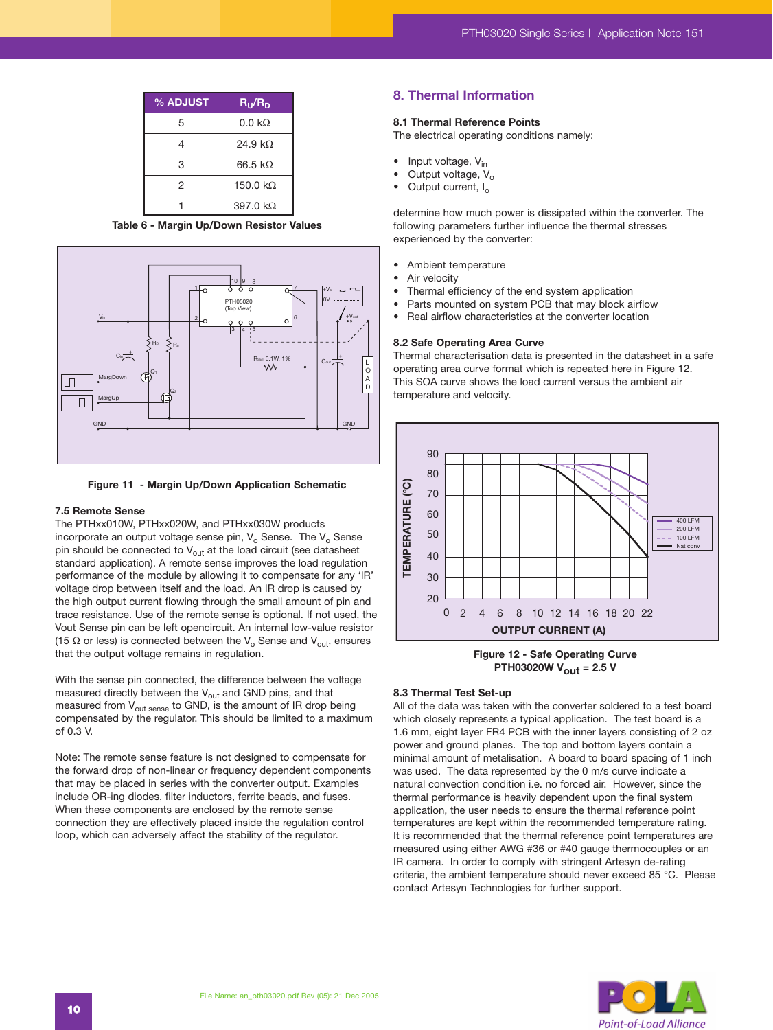| % ADJUST | $R_U/R_D$ |
|---|---|
| 5 | 0.0 kΩ |
| 4 | 24.9 kΩ |
| 3 | 66.5 kΩ |
| 2 | 150.0 kΩ |
| 1 | 397.0 kΩ |

**Table 6 - Margin Up/Down Resistor Values**

**Figure 11 - Margin Up/Down Application Schematic**

### 7.5 Remote Sense

The PTHxx010W, PTHxx020W, and PTHxx030W products incorporate an output voltage sense pin, $V_o$ Sense. The $V_o$ Sense pin should be connected to $V_{out}$ at the load circuit (see datasheet standard application). A remote sense improves the load regulation performance of the module by allowing it to compensate for any 'IR' voltage drop between itself and the load. An IR drop is caused by the high output current flowing through the small amount of pin and trace resistance. Use of the remote sense is optional. If not used, the Vout Sense pin can be left opencircuit. An internal low-value resistor (15 Ω or less) is connected between the $V_o$ Sense and $V_{out}$, ensures that the output voltage remains in regulation.

With the sense pin connected, the difference between the voltage measured directly between the $V_{out}$ and GND pins, and that measured from $V_{out\ sense}$ to GND, is the amount of IR drop being compensated by the regulator. This should be limited to a maximum of 0.3 V.

Note: The remote sense feature is not designed to compensate for the forward drop of non-linear or frequency dependent components that may be placed in series with the converter output. Examples include OR-ing diodes, filter inductors, ferrite beads, and fuses. When these components are enclosed by the remote sense connection they are effectively placed inside the regulation control loop, which can adversely affect the stability of the regulator.

## 8. Thermal Information

### 8.1 Thermal Reference Points

The electrical operating conditions namely:

- Input voltage, $V_{in}$
- Output voltage, $V_o$
- Output current, $I_o$

determine how much power is dissipated within the converter. The following parameters further influence the thermal stresses experienced by the converter:

- Ambient temperature
- Air velocity
- Thermal efficiency of the end system application
- Parts mounted on system PCB that may block airflow
- Real airflow characteristics at the converter location

### 8.2 Safe Operating Area Curve

Thermal characterisation data is presented in the datasheet in a safe operating area curve format which is repeated here in Figure 12. This SOA curve shows the load current versus the ambient air temperature and velocity.

**Figure 12 - Safe Operating Curve PTH03020W $V_{out}$ = 2.5 V**

### 8.3 Thermal Test Set-up

All of the data was taken with the converter soldered to a test board which closely represents a typical application. The test board is a 1.6 mm, eight layer FR4 PCB with the inner layers consisting of 2 oz power and ground planes. The top and bottom layers contain a minimal amount of metalisation. A board to board spacing of 1 inch was used. The data represented by the 0 m/s curve indicate a natural convection condition i.e. no forced air. However, since the thermal performance is heavily dependent upon the final system application, the user needs to ensure the thermal reference point temperatures are kept within the recommended temperature rating. It is recommended that the thermal reference point temperatures are measured using either AWG #36 or #40 gauge thermocouples or an IR camera. In order to comply with stringent Artesyn de-rating criteria, the ambient temperature should never exceed 85 °C. Please contact Artesyn Technologies for further support.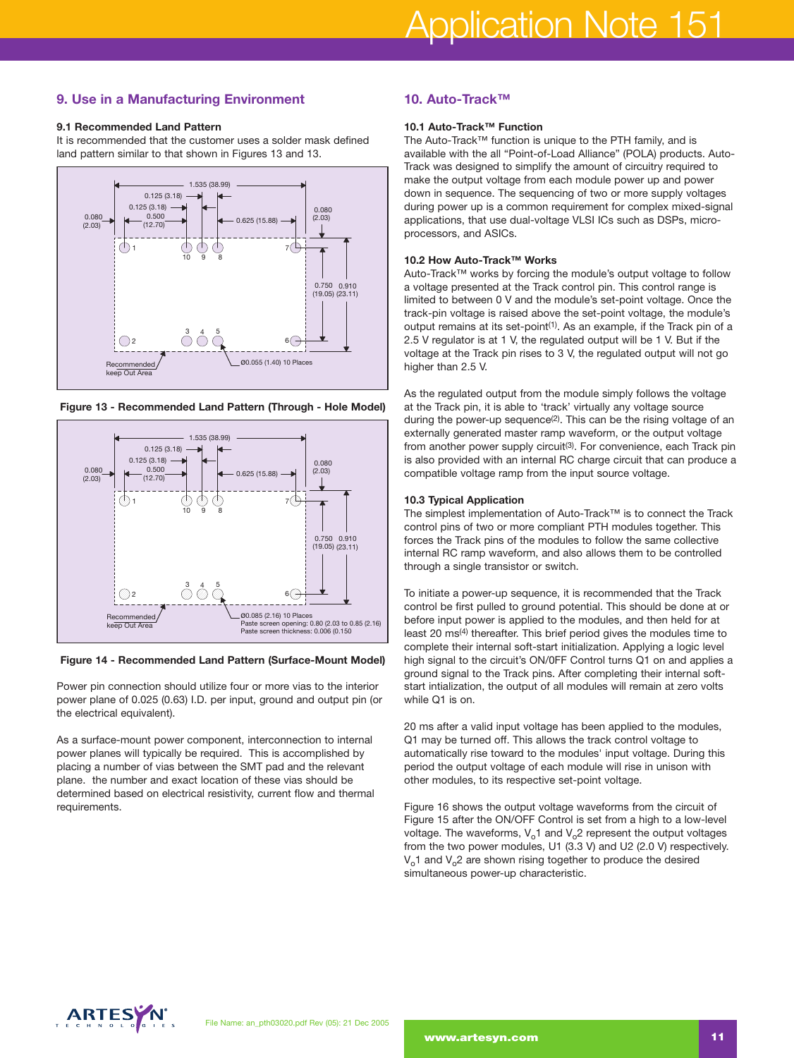## 9. Use in a Manufacturing Environment

### 9.1 Recommended Land Pattern

It is recommended that the customer uses a solder mask defined land pattern similar to that shown in Figures 13 and 13.

Figure 13 - Recommended Land Pattern (Through - Hole Model)

Figure 14 - Recommended Land Pattern (Surface-Mount Model)

Power pin connection should utilize four or more vias to the interior power plane of 0.025 (0.63) I.D. per input, ground and output pin (or the electrical equivalent).

As a surface-mount power component, interconnection to internal power planes will typically be required. This is accomplished by placing a number of vias between the SMT pad and the relevant plane. the number and exact location of these vias should be determined based on electrical resistivity, current flow and thermal requirements.

## 10. Auto-Track™

### 10.1 Auto-Track™ Function

The Auto-Track™ function is unique to the PTH family, and is available with the all "Point-of-Load Alliance" (POLA) products. Auto-Track was designed to simplify the amount of circuitry required to make the output voltage from each module power up and power down in sequence. The sequencing of two or more supply voltages during power up is a common requirement for complex mixed-signal applications, that use dual-voltage VLSI ICs such as DSPs, micro-processors, and ASICs.

### 10.2 How Auto-Track™ Works

Auto-Track™ works by forcing the module's output voltage to follow a voltage presented at the Track control pin. This control range is limited to between 0 V and the module's set-point voltage. Once the track-pin voltage is raised above the set-point voltage, the module's output remains at its set-point[1]. As an example, if the Track pin of a 2.5 V regulator is at 1 V, the regulated output will be 1 V. But if the voltage at the Track pin rises to 3 V, the regulated output will not go higher than 2.5 V.

As the regulated output from the module simply follows the voltage at the Track pin, it is able to 'track' virtually any voltage source during the power-up sequence[2]. This can be the rising voltage of an externally generated master ramp waveform, or the output voltage from another power supply circuit[3]. For convenience, each Track pin is also provided with an internal RC charge circuit that can produce a compatible voltage ramp from the input source voltage.

### 10.3 Typical Application

The simplest implementation of Auto-Track™ is to connect the Track control pins of two or more compliant PTH modules together. This forces the Track pins of the modules to follow the same collective internal RC ramp waveform, and also allows them to be controlled through a single transistor or switch.

To initiate a power-up sequence, it is recommended that the Track control be first pulled to ground potential. This should be done at or before input power is applied to the modules, and then held for at least 20 ms[4] thereafter. This brief period gives the modules time to complete their internal soft-start initialization. Applying a logic level high signal to the circuit's ON/0FF Control turns Q1 on and applies a ground signal to the Track pins. After completing their internal soft-start intialization, the output of all modules will remain at zero volts while Q1 is on.

20 ms after a valid input voltage has been applied to the modules, Q1 may be turned off. This allows the track control voltage to automatically rise toward to the modules' input voltage. During this period the output voltage of each module will rise in unison with other modules, to its respective set-point voltage.

Figure 16 shows the output voltage waveforms from the circuit of Figure 15 after the ON/OFF Control is set from a high to a low-level voltage. The waveforms, $V_o1$ and $V_o2$ represent the output voltages from the two power modules, U1 (3.3 V) and U2 (2.0 V) respectively. $V_o1$ and $V_o2$ are shown rising together to produce the desired simultaneous power-up characteristic.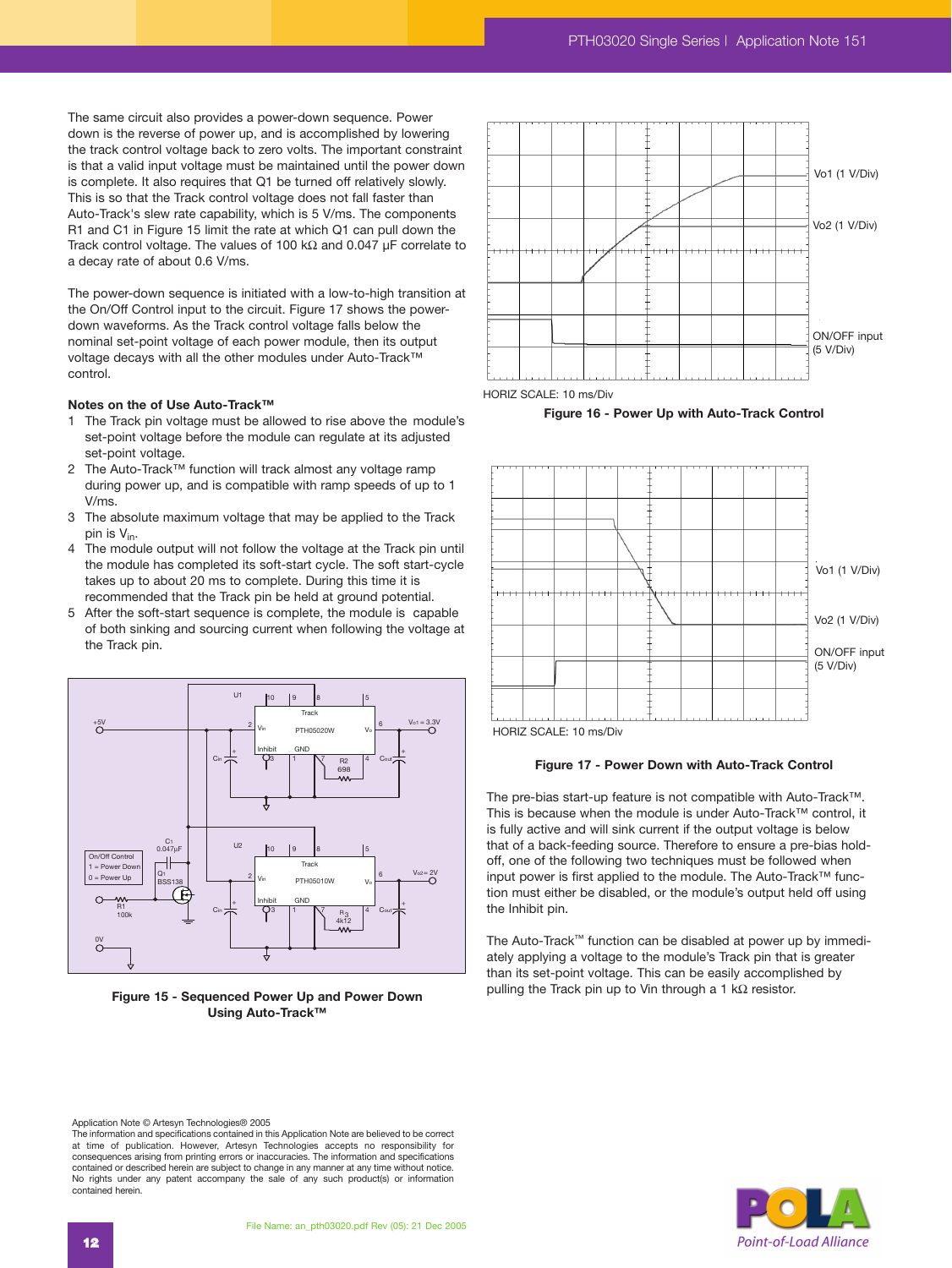The same circuit also provides a power-down sequence. Power down is the reverse of power up, and is accomplished by lowering the track control voltage back to zero volts. The important constraint is that a valid input voltage must be maintained until the power down is complete. It also requires that Q1 be turned off relatively slowly. This is so that the Track control voltage does not fall faster than Auto-Track's slew rate capability, which is 5 V/ms. The components R1 and C1 in Figure 15 limit the rate at which Q1 can pull down the Track control voltage. The values of 100 kΩ and 0.047 μF correlate to a decay rate of about 0.6 V/ms.

The power-down sequence is initiated with a low-to-high transition at the On/Off Control input to the circuit. Figure 17 shows the power-down waveforms. As the Track control voltage falls below the nominal set-point voltage of each power module, then its output voltage decays with all the other modules under Auto-Track™ control.

**Notes on the of Use Auto-Track™**

1. The Track pin voltage must be allowed to rise above the module's set-point voltage before the module can regulate at its adjusted set-point voltage.
2. The Auto-Track™ function will track almost any voltage ramp during power up, and is compatible with ramp speeds of up to 1 V/ms.
3. The absolute maximum voltage that may be applied to the Track pin is $V_{in}$.
4. The module output will not follow the voltage at the Track pin until the module has completed its soft-start cycle. The soft start-cycle takes up to about 20 ms to complete. During this time it is recommended that the Track pin be held at ground potential.
5. After the soft-start sequence is complete, the module is capable of both sinking and sourcing current when following the voltage at the Track pin.

U1
10 9 8 5
Track
+5V
2 $V_{in}$ PTH05020W $V_o$ 6
$V_{o1}$ = 3.3V
Inhibit GND
$C_{in}$ 3 1 7 R2 698 4 $C_{out}$
C1 0.047μF
U2
10 9 8 5
Track
On/Off Control
1 = Power Down
0 = Power Up
Q1 BSS138
2 $V_{in}$ PTH05010W $V_o$ 6
$V_{o2}$ = 2V
R1 100k
Inhibit GND
$C_{in}$ 3 1 7 $R_3$ 4k12 4 $C_{out}$
0V

**Figure 15 - Sequenced Power Up and Power Down Using Auto-Track™**

Vo1 (1 V/Div)
Vo2 (1 V/Div)
ON/OFF input (5 V/Div)
HORIZ SCALE: 10 ms/Div

**Figure 16 - Power Up with Auto-Track Control**

Vo1 (1 V/Div)
Vo2 (1 V/Div)
ON/OFF input (5 V/Div)
HORIZ SCALE: 10 ms/Div

**Figure 17 - Power Down with Auto-Track Control**

The pre-bias start-up feature is not compatible with Auto-Track™. This is because when the module is under Auto-Track™ control, it is fully active and will sink current if the output voltage is below that of a back-feeding source. Therefore to ensure a pre-bias hold-off, one of the following two techniques must be followed when input power is first applied to the module. The Auto-Track™ function must either be disabled, or the module's output held off using the Inhibit pin.

The Auto-Track™ function can be disabled at power up by immediately applying a voltage to the module's Track pin that is greater than its set-point voltage. This can be easily accomplished by pulling the Track pin up to Vin through a 1 kΩ resistor.

Application Note © Artesyn Technologies® 2005
The information and specifications contained in this Application Note are believed to be correct at time of publication. However, Artesyn Technologies accepts no responsibility for consequences arising from printing errors or inaccuracies. The information and specifications contained or described herein are subject to change in any manner at any time without notice. No rights under any patent accompany the sale of any such product(s) or information contained herein.